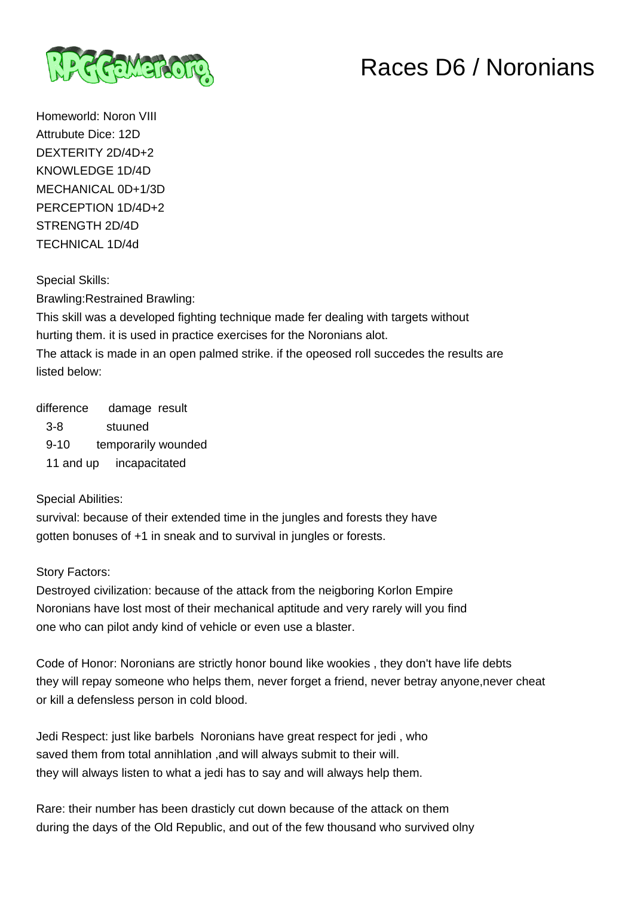# Races D6 / Noronians

Homeworld: Noron VIII
Attrubute Dice: 12D
DEXTERITY 2D/4D+2
KNOWLEDGE 1D/4D
MECHANICAL 0D+1/3D
PERCEPTION 1D/4D+2
STRENGTH 2D/4D
TECHNICAL 1D/4d

Special Skills:
Brawling:Restrained Brawling:
This skill was a developed fighting technique made fer dealing with targets without hurting them. it is used in practice exercises for the Noronians alot.
The attack is made in an open palmed strike. if the opeosed roll succedes the results are listed below:

| difference | damage result |
|---|---|
| 3-8 | stuuned |
| 9-10 | temporarily wounded |
| 11 and up | incapacitated |

Special Abilities:
survival: because of their extended time in the jungles and forests they have gotten bonuses of +1 in sneak and to survival in jungles or forests.

Story Factors:
Destroyed civilization: because of the attack from the neigboring Korlon Empire Noronians have lost most of their mechanical aptitude and very rarely will you find one who can pilot andy kind of vehicle or even use a blaster.

Code of Honor: Noronians are strictly honor bound like wookies , they don't have life debts they will repay someone who helps them, never forget a friend, never betray anyone,never cheat or kill a defensless person in cold blood.

Jedi Respect: just like barbels Noronians have great respect for jedi , who saved them from total annihlation ,and will always submit to their will. they will always listen to what a jedi has to say and will always help them.

Rare: their number has been drasticly cut down because of the attack on them during the days of the Old Republic, and out of the few thousand who survived olny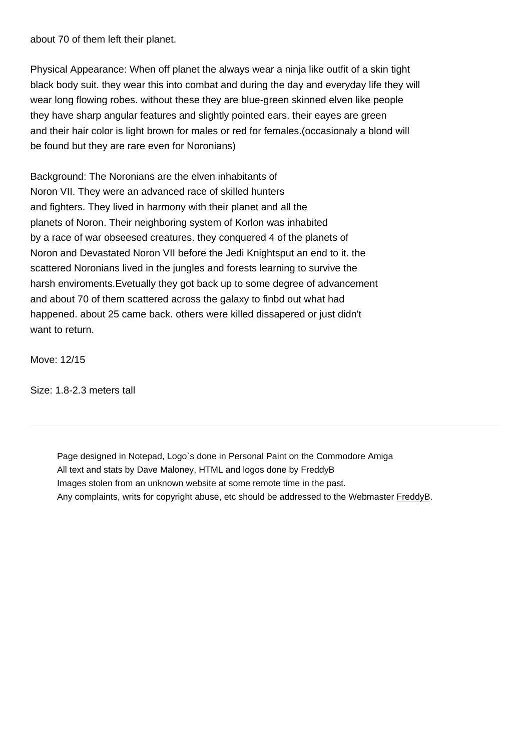about 70 of them left their planet.

Physical Appearance: When off planet the always wear a ninja like outfit of a skin tight black body suit. they wear this into combat and during the day and everyday life they will wear long flowing robes. without these they are blue-green skinned elven like people they have sharp angular features and slightly pointed ears. their eayes are green and their hair color is light brown for males or red for females.(occasionaly a blond will be found but they are rare even for Noronians)

Background: The Noronians are the elven inhabitants of Noron VII. They were an advanced race of skilled hunters and fighters. They lived in harmony with their planet and all the planets of Noron. Their neighboring system of Korlon was inhabited by a race of war obseesed creatures. they conquered 4 of the planets of Noron and Devastated Noron VII before the Jedi Knightsput an end to it. the scattered Noronians lived in the jungles and forests learning to survive the harsh enviroments.Evetually they got back up to some degree of advancement and about 70 of them scattered across the galaxy to finbd out what had happened. about 25 came back. others were killed dissapered or just didn't want to return.

Move: 12/15

Size: 1.8-2.3 meters tall

---

Page designed in Notepad, Logo`s done in Personal Paint on the Commodore Amiga
All text and stats by Dave Maloney, HTML and logos done by FreddyB
Images stolen from an unknown website at some remote time in the past.
Any complaints, writs for copyright abuse, etc should be addressed to the Webmaster FreddyB.